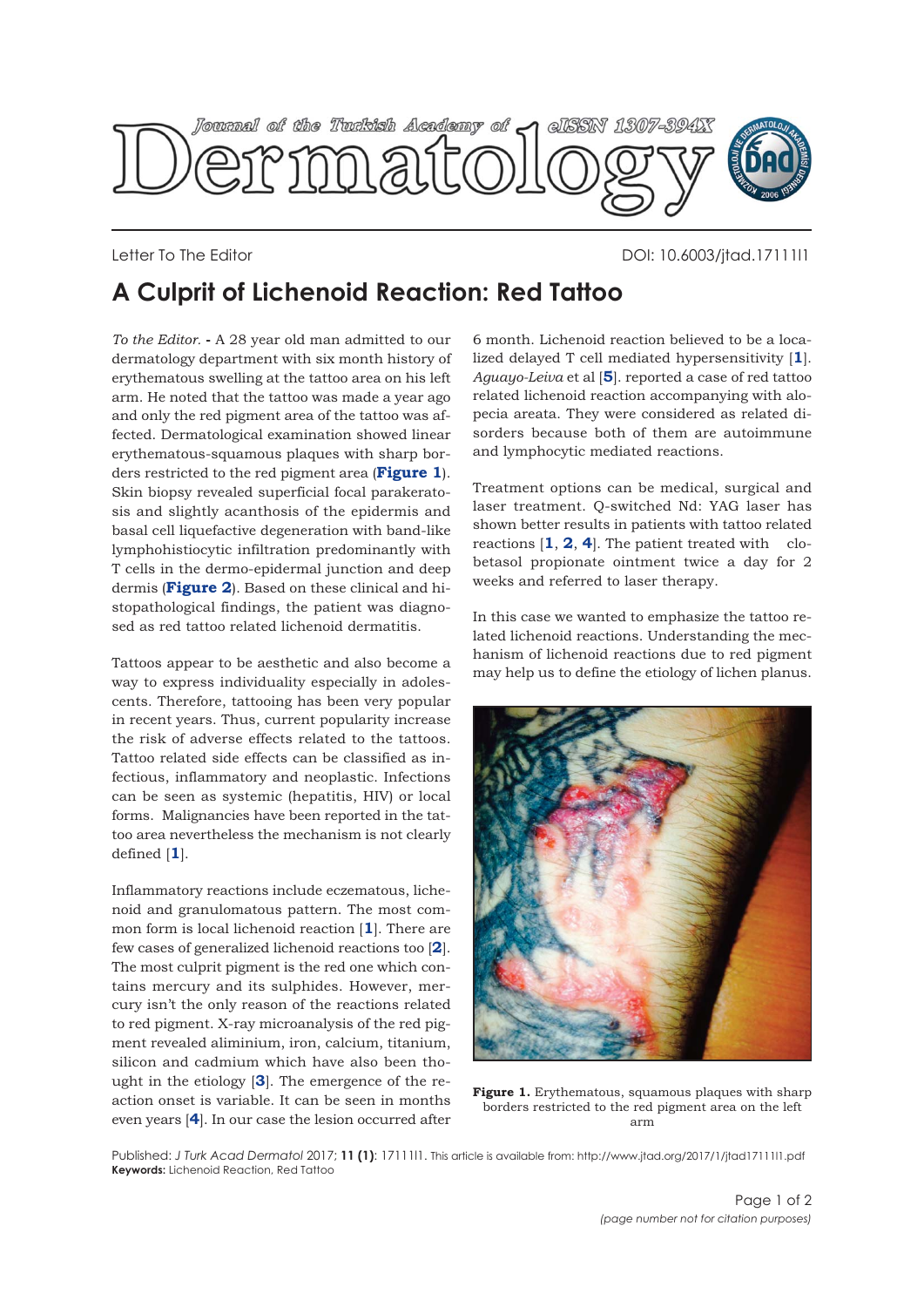Letter To The Editor

DOI: 10.6003/jtad.1711l1

# A Culprit of Lichenoid Reaction: Red Tattoo

*To the Editor.* - A 28 year old man admitted to our dermatology department with six month history of erythematous swelling at the tattoo area on his left arm. He noted that the tattoo was made a year ago and only the red pigment area of the tattoo was affected. Dermatological examination showed linear erythematous-squamous plaques with sharp borders restricted to the red pigment area (**Figure 1**). Skin biopsy revealed superficial focal parakeratosis and slightly acanthosis of the epidermis and basal cell liquefactive degeneration with band-like lymphohistiocytic infiltration predominantly with T cells in the dermo-epidermal junction and deep dermis (**Figure 2**). Based on these clinical and histopathological findings, the patient was diagnosed as red tattoo related lichenoid dermatitis.

Tattoos appear to be aesthetic and also become a way to express individuality especially in adolescents. Therefore, tattooing has been very popular in recent years. Thus, current popularity increase the risk of adverse effects related to the tattoos. Tattoo related side effects can be classified as infectious, inflammatory and neoplastic. Infections can be seen as systemic (hepatitis, HIV) or local forms. Malignancies have been reported in the tattoo area nevertheless the mechanism is not clearly defined [**1**].

Inflammatory reactions include eczematous, lichenoid and granulomatous pattern. The most common form is local lichenoid reaction [**1**]. There are few cases of generalized lichenoid reactions too [**2**]. The most culprit pigment is the red one which contains mercury and its sulphides. However, mercury isn't the only reason of the reactions related to red pigment. X-ray microanalysis of the red pigment revealed aliminium, iron, calcium, titanium, silicon and cadmium which have also been thought in the etiology [**3**]. The emergence of the reaction onset is variable. It can be seen in months even years [**4**]. In our case the lesion occurred after 6 month. Lichenoid reaction believed to be a localized delayed T cell mediated hypersensitivity [**1**]. *Aguayo-Leiva* et al [**5**]. reported a case of red tattoo related lichenoid reaction accompanying with alopecia areata. They were considered as related disorders because both of them are autoimmune and lymphocytic mediated reactions.

Treatment options can be medical, surgical and laser treatment. Q-switched Nd: YAG laser has shown better results in patients with tattoo related reactions [**1**, **2**, **4**]. The patient treated with clobetasol propionate ointment twice a day for 2 weeks and referred to laser therapy.

In this case we wanted to emphasize the tattoo related lichenoid reactions. Understanding the mechanism of lichenoid reactions due to red pigment may help us to define the etiology of lichen planus.

**Figure 1.** Erythematous, squamous plaques with sharp borders restricted to the red pigment area on the left arm

Published: *J Turk Acad Dermatol* 2017; **11 (1)**: 1711l1. This article is available from: http://www.jtad.org/2017/1/jtad1711l1.pdf

**Keywords:** Lichenoid Reaction, Red Tattoo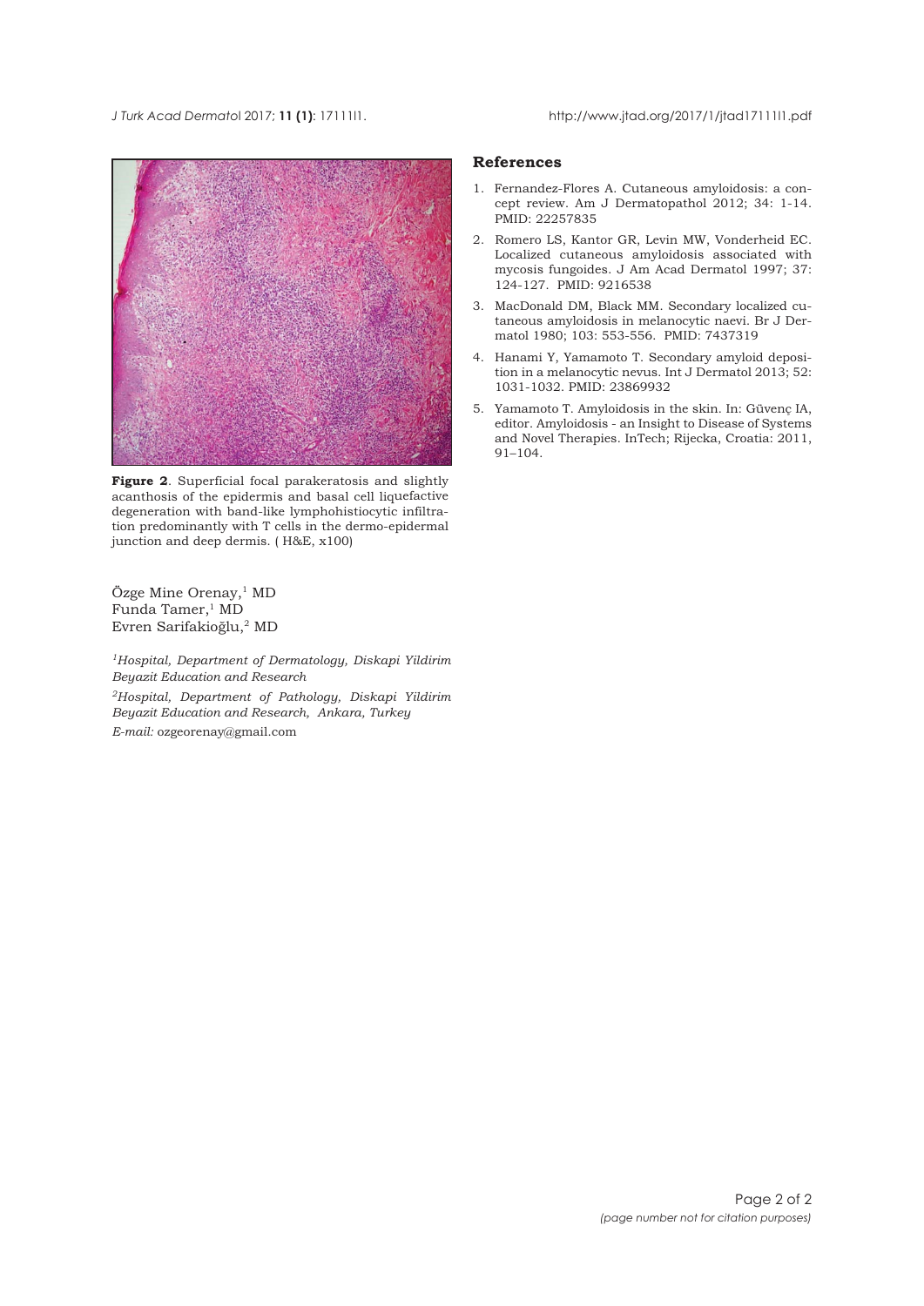**Figure 2**. Superficial focal parakeratosis and slightly acanthosis of the epidermis and basal cell liquefactive degeneration with band-like lymphohistiocytic infiltration predominantly with T cells in the dermo-epidermal junction and deep dermis. ( H&E, x100)

Özge Mine Orenay,[1] MD
Funda Tamer,[1] MD
Evren Sarifakioğlu,[2] MD

*[1]Hospital, Department of Dermatology, Diskapi Yildirim Beyazit Education and Research*

*[2]Hospital, Department of Pathology, Diskapi Yildirim Beyazit Education and Research, Ankara, Turkey*

*E-mail:* ozgeorenay@gmail.com

## References

1. Fernandez-Flores A. Cutaneous amyloidosis: a concept review. Am J Dermatopathol 2012; 34: 1-14. PMID: 22257835
2. Romero LS, Kantor GR, Levin MW, Vonderheid EC. Localized cutaneous amyloidosis associated with mycosis fungoides. J Am Acad Dermatol 1997; 37: 124-127. PMID: 9216538
3. MacDonald DM, Black MM. Secondary localized cutaneous amyloidosis in melanocytic naevi. Br J Dermatol 1980; 103: 553-556. PMID: 7437319
4. Hanami Y, Yamamoto T. Secondary amyloid deposition in a melanocytic nevus. Int J Dermatol 2013; 52: 1031-1032. PMID: 23869932
5. Yamamoto T. Amyloidosis in the skin. In: Güvenç IA, editor. Amyloidosis - an Insight to Disease of Systems and Novel Therapies. InTech; Rijecka, Croatia: 2011, 91–104.